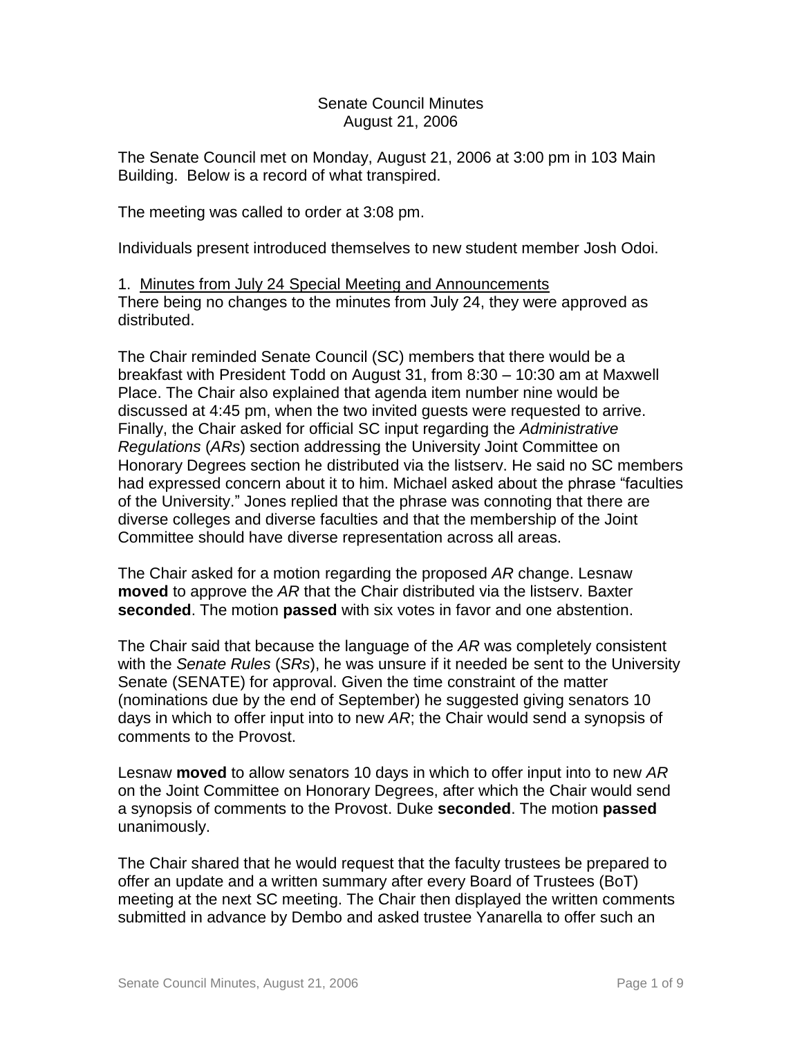Senate Council Minutes
August 21, 2006

The Senate Council met on Monday, August 21, 2006 at 3:00 pm in 103 Main Building. Below is a record of what transpired.

The meeting was called to order at 3:08 pm.

Individuals present introduced themselves to new student member Josh Odoi.

1. Minutes from July 24 Special Meeting and Announcements
There being no changes to the minutes from July 24, they were approved as distributed.

The Chair reminded Senate Council (SC) members that there would be a breakfast with President Todd on August 31, from 8:30 – 10:30 am at Maxwell Place. The Chair also explained that agenda item number nine would be discussed at 4:45 pm, when the two invited guests were requested to arrive. Finally, the Chair asked for official SC input regarding the *Administrative Regulations* (*ARs*) section addressing the University Joint Committee on Honorary Degrees section he distributed via the listserv. He said no SC members had expressed concern about it to him. Michael asked about the phrase "faculties of the University." Jones replied that the phrase was connoting that there are diverse colleges and diverse faculties and that the membership of the Joint Committee should have diverse representation across all areas.

The Chair asked for a motion regarding the proposed *AR* change. Lesnaw **moved** to approve the *AR* that the Chair distributed via the listserv. Baxter **seconded**. The motion **passed** with six votes in favor and one abstention.

The Chair said that because the language of the *AR* was completely consistent with the *Senate Rules* (*SRs*), he was unsure if it needed be sent to the University Senate (SENATE) for approval. Given the time constraint of the matter (nominations due by the end of September) he suggested giving senators 10 days in which to offer input into to new *AR*; the Chair would send a synopsis of comments to the Provost.

Lesnaw **moved** to allow senators 10 days in which to offer input into to new *AR* on the Joint Committee on Honorary Degrees, after which the Chair would send a synopsis of comments to the Provost. Duke **seconded**. The motion **passed** unanimously.

The Chair shared that he would request that the faculty trustees be prepared to offer an update and a written summary after every Board of Trustees (BoT) meeting at the next SC meeting. The Chair then displayed the written comments submitted in advance by Dembo and asked trustee Yanarella to offer such an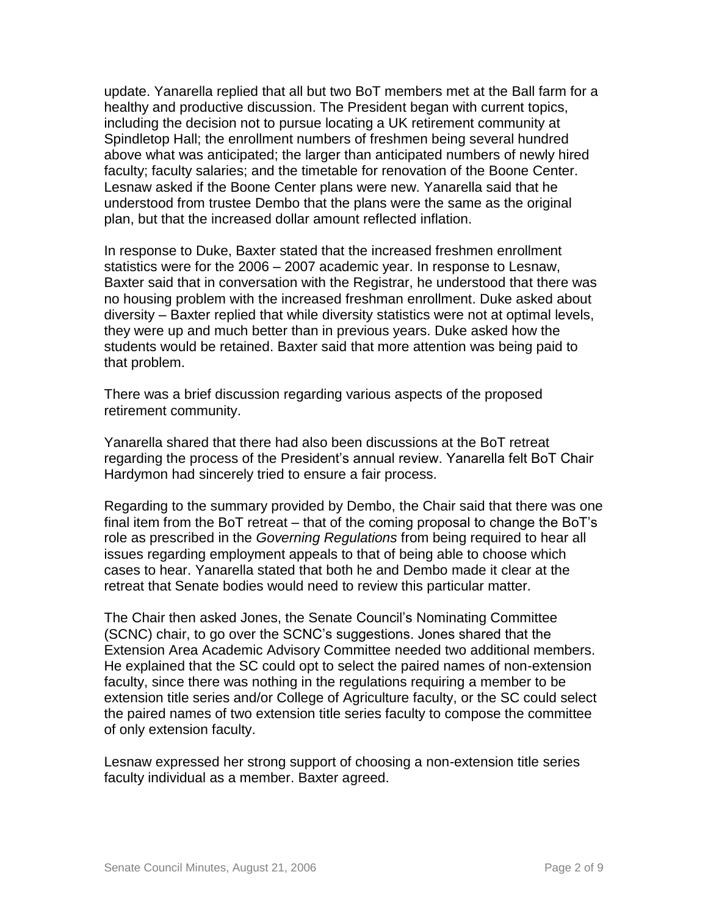update. Yanarella replied that all but two BoT members met at the Ball farm for a healthy and productive discussion. The President began with current topics, including the decision not to pursue locating a UK retirement community at Spindletop Hall; the enrollment numbers of freshmen being several hundred above what was anticipated; the larger than anticipated numbers of newly hired faculty; faculty salaries; and the timetable for renovation of the Boone Center. Lesnaw asked if the Boone Center plans were new. Yanarella said that he understood from trustee Dembo that the plans were the same as the original plan, but that the increased dollar amount reflected inflation.

In response to Duke, Baxter stated that the increased freshmen enrollment statistics were for the 2006 – 2007 academic year. In response to Lesnaw, Baxter said that in conversation with the Registrar, he understood that there was no housing problem with the increased freshman enrollment. Duke asked about diversity – Baxter replied that while diversity statistics were not at optimal levels, they were up and much better than in previous years. Duke asked how the students would be retained. Baxter said that more attention was being paid to that problem.

There was a brief discussion regarding various aspects of the proposed retirement community.

Yanarella shared that there had also been discussions at the BoT retreat regarding the process of the President's annual review. Yanarella felt BoT Chair Hardymon had sincerely tried to ensure a fair process.

Regarding to the summary provided by Dembo, the Chair said that there was one final item from the BoT retreat – that of the coming proposal to change the BoT's role as prescribed in the *Governing Regulations* from being required to hear all issues regarding employment appeals to that of being able to choose which cases to hear. Yanarella stated that both he and Dembo made it clear at the retreat that Senate bodies would need to review this particular matter.

The Chair then asked Jones, the Senate Council's Nominating Committee (SCNC) chair, to go over the SCNC's suggestions. Jones shared that the Extension Area Academic Advisory Committee needed two additional members. He explained that the SC could opt to select the paired names of non-extension faculty, since there was nothing in the regulations requiring a member to be extension title series and/or College of Agriculture faculty, or the SC could select the paired names of two extension title series faculty to compose the committee of only extension faculty.

Lesnaw expressed her strong support of choosing a non-extension title series faculty individual as a member. Baxter agreed.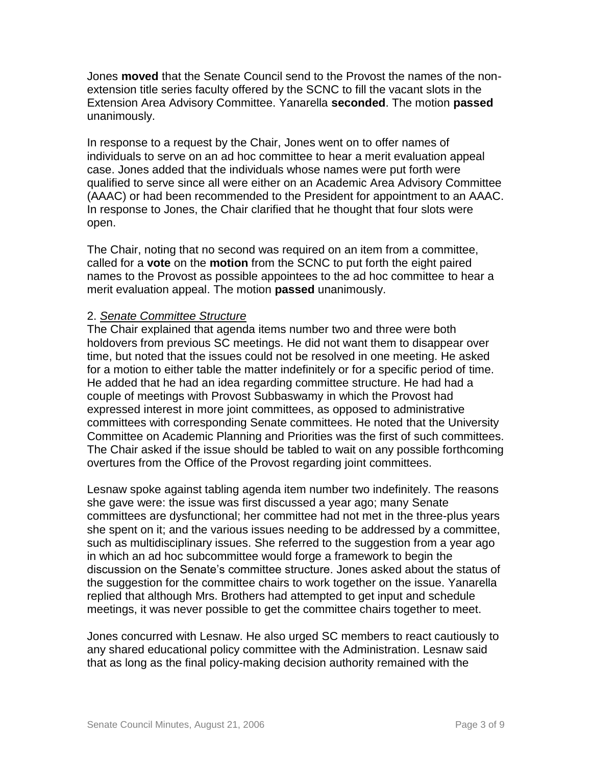Jones **moved** that the Senate Council send to the Provost the names of the non-extension title series faculty offered by the SCNC to fill the vacant slots in the Extension Area Advisory Committee. Yanarella **seconded**. The motion **passed** unanimously.

In response to a request by the Chair, Jones went on to offer names of individuals to serve on an ad hoc committee to hear a merit evaluation appeal case. Jones added that the individuals whose names were put forth were qualified to serve since all were either on an Academic Area Advisory Committee (AAAC) or had been recommended to the President for appointment to an AAAC. In response to Jones, the Chair clarified that he thought that four slots were open.

The Chair, noting that no second was required on an item from a committee, called for a **vote** on the **motion** from the SCNC to put forth the eight paired names to the Provost as possible appointees to the ad hoc committee to hear a merit evaluation appeal. The motion **passed** unanimously.

2. *Senate Committee Structure*

The Chair explained that agenda items number two and three were both holdovers from previous SC meetings. He did not want them to disappear over time, but noted that the issues could not be resolved in one meeting. He asked for a motion to either table the matter indefinitely or for a specific period of time. He added that he had an idea regarding committee structure. He had had a couple of meetings with Provost Subbaswamy in which the Provost had expressed interest in more joint committees, as opposed to administrative committees with corresponding Senate committees. He noted that the University Committee on Academic Planning and Priorities was the first of such committees. The Chair asked if the issue should be tabled to wait on any possible forthcoming overtures from the Office of the Provost regarding joint committees.

Lesnaw spoke against tabling agenda item number two indefinitely. The reasons she gave were: the issue was first discussed a year ago; many Senate committees are dysfunctional; her committee had not met in the three-plus years she spent on it; and the various issues needing to be addressed by a committee, such as multidisciplinary issues. She referred to the suggestion from a year ago in which an ad hoc subcommittee would forge a framework to begin the discussion on the Senate's committee structure. Jones asked about the status of the suggestion for the committee chairs to work together on the issue. Yanarella replied that although Mrs. Brothers had attempted to get input and schedule meetings, it was never possible to get the committee chairs together to meet.

Jones concurred with Lesnaw. He also urged SC members to react cautiously to any shared educational policy committee with the Administration. Lesnaw said that as long as the final policy-making decision authority remained with the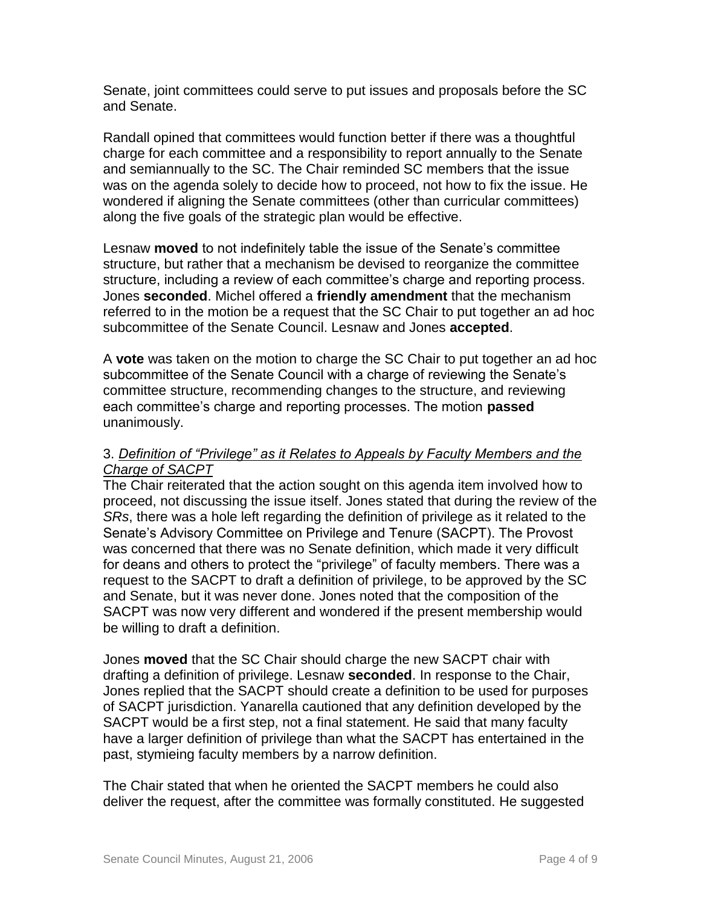Senate, joint committees could serve to put issues and proposals before the SC and Senate.

Randall opined that committees would function better if there was a thoughtful charge for each committee and a responsibility to report annually to the Senate and semiannually to the SC. The Chair reminded SC members that the issue was on the agenda solely to decide how to proceed, not how to fix the issue. He wondered if aligning the Senate committees (other than curricular committees) along the five goals of the strategic plan would be effective.

Lesnaw **moved** to not indefinitely table the issue of the Senate's committee structure, but rather that a mechanism be devised to reorganize the committee structure, including a review of each committee's charge and reporting process. Jones **seconded**. Michel offered a **friendly amendment** that the mechanism referred to in the motion be a request that the SC Chair to put together an ad hoc subcommittee of the Senate Council. Lesnaw and Jones **accepted**.

A **vote** was taken on the motion to charge the SC Chair to put together an ad hoc subcommittee of the Senate Council with a charge of reviewing the Senate's committee structure, recommending changes to the structure, and reviewing each committee's charge and reporting processes. The motion **passed** unanimously.

3. _Definition of "Privilege" as it Relates to Appeals by Faculty Members and the Charge of SACPT_

The Chair reiterated that the action sought on this agenda item involved how to proceed, not discussing the issue itself. Jones stated that during the review of the *SRs*, there was a hole left regarding the definition of privilege as it related to the Senate's Advisory Committee on Privilege and Tenure (SACPT). The Provost was concerned that there was no Senate definition, which made it very difficult for deans and others to protect the "privilege" of faculty members. There was a request to the SACPT to draft a definition of privilege, to be approved by the SC and Senate, but it was never done. Jones noted that the composition of the SACPT was now very different and wondered if the present membership would be willing to draft a definition.

Jones **moved** that the SC Chair should charge the new SACPT chair with drafting a definition of privilege. Lesnaw **seconded**. In response to the Chair, Jones replied that the SACPT should create a definition to be used for purposes of SACPT jurisdiction. Yanarella cautioned that any definition developed by the SACPT would be a first step, not a final statement. He said that many faculty have a larger definition of privilege than what the SACPT has entertained in the past, stymieing faculty members by a narrow definition.

The Chair stated that when he oriented the SACPT members he could also deliver the request, after the committee was formally constituted. He suggested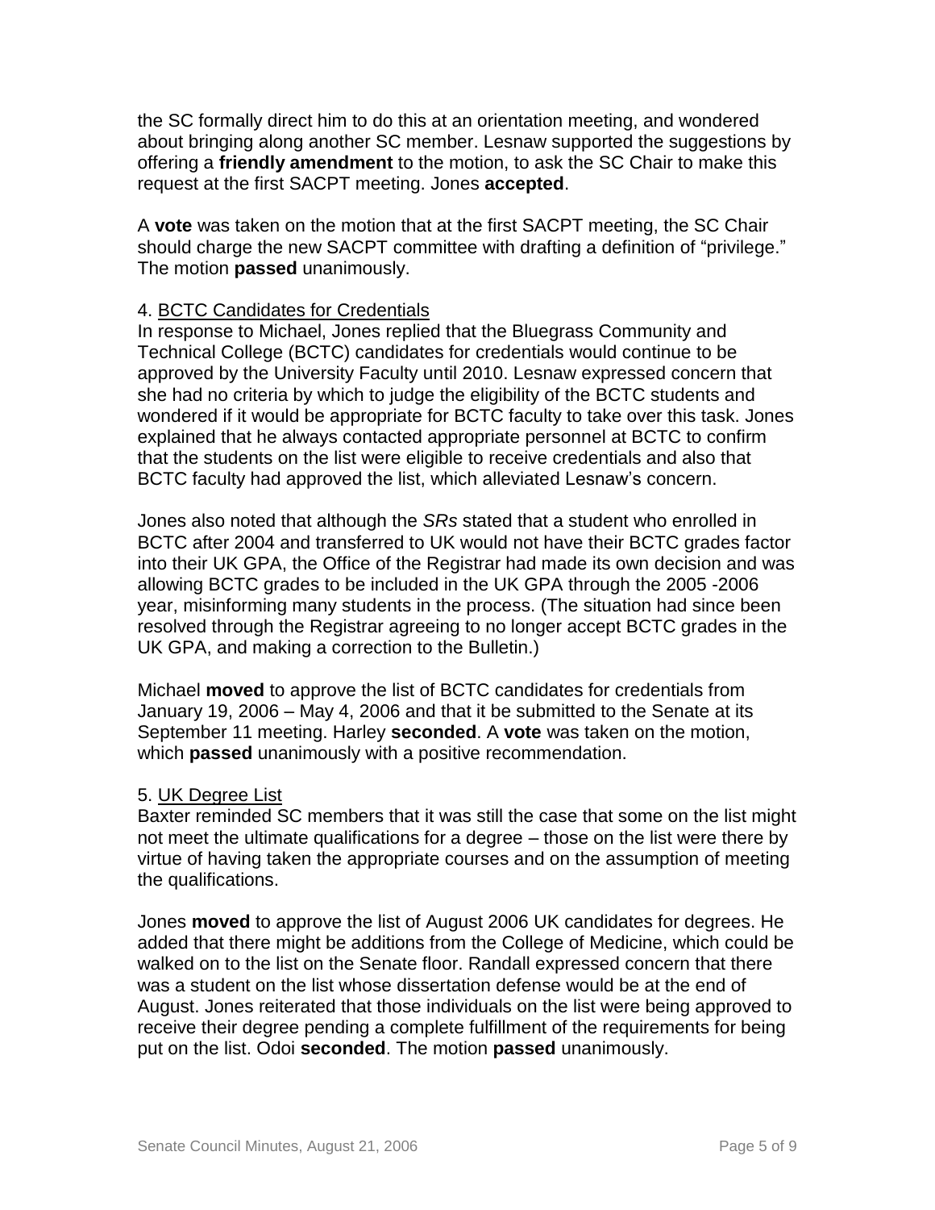the SC formally direct him to do this at an orientation meeting, and wondered about bringing along another SC member. Lesnaw supported the suggestions by offering a **friendly amendment** to the motion, to ask the SC Chair to make this request at the first SACPT meeting. Jones **accepted**.

A **vote** was taken on the motion that at the first SACPT meeting, the SC Chair should charge the new SACPT committee with drafting a definition of "privilege." The motion **passed** unanimously.

4. <u>BCTC Candidates for Credentials</u>
In response to Michael, Jones replied that the Bluegrass Community and Technical College (BCTC) candidates for credentials would continue to be approved by the University Faculty until 2010. Lesnaw expressed concern that she had no criteria by which to judge the eligibility of the BCTC students and wondered if it would be appropriate for BCTC faculty to take over this task. Jones explained that he always contacted appropriate personnel at BCTC to confirm that the students on the list were eligible to receive credentials and also that BCTC faculty had approved the list, which alleviated Lesnaw's concern.

Jones also noted that although the *SRs* stated that a student who enrolled in BCTC after 2004 and transferred to UK would not have their BCTC grades factor into their UK GPA, the Office of the Registrar had made its own decision and was allowing BCTC grades to be included in the UK GPA through the 2005 -2006 year, misinforming many students in the process. (The situation had since been resolved through the Registrar agreeing to no longer accept BCTC grades in the UK GPA, and making a correction to the Bulletin.)

Michael **moved** to approve the list of BCTC candidates for credentials from January 19, 2006 – May 4, 2006 and that it be submitted to the Senate at its September 11 meeting. Harley **seconded**. A **vote** was taken on the motion, which **passed** unanimously with a positive recommendation.

5. <u>UK Degree List</u>
Baxter reminded SC members that it was still the case that some on the list might not meet the ultimate qualifications for a degree – those on the list were there by virtue of having taken the appropriate courses and on the assumption of meeting the qualifications.

Jones **moved** to approve the list of August 2006 UK candidates for degrees. He added that there might be additions from the College of Medicine, which could be walked on to the list on the Senate floor. Randall expressed concern that there was a student on the list whose dissertation defense would be at the end of August. Jones reiterated that those individuals on the list were being approved to receive their degree pending a complete fulfillment of the requirements for being put on the list. Odoi **seconded**. The motion **passed** unanimously.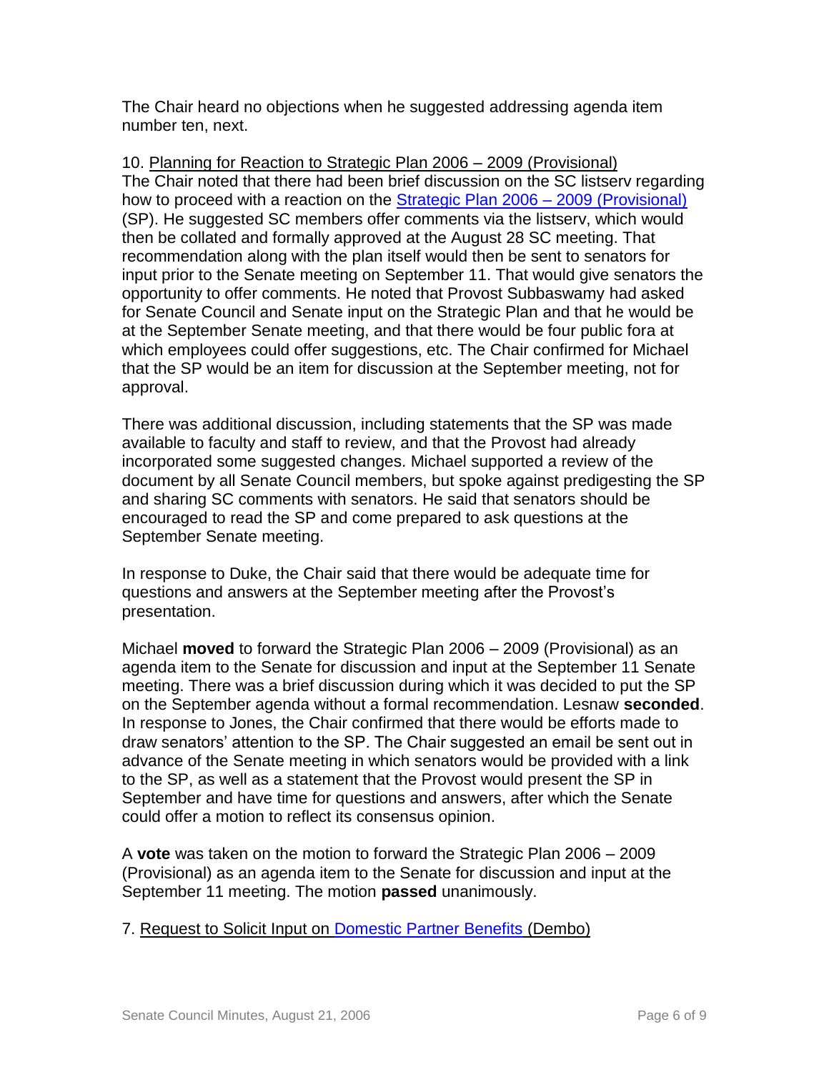The Chair heard no objections when he suggested addressing agenda item number ten, next.

10. Planning for Reaction to Strategic Plan 2006 – 2009 (Provisional)
The Chair noted that there had been brief discussion on the SC listserv regarding how to proceed with a reaction on the Strategic Plan 2006 – 2009 (Provisional) (SP). He suggested SC members offer comments via the listserv, which would then be collated and formally approved at the August 28 SC meeting. That recommendation along with the plan itself would then be sent to senators for input prior to the Senate meeting on September 11. That would give senators the opportunity to offer comments. He noted that Provost Subbaswamy had asked for Senate Council and Senate input on the Strategic Plan and that he would be at the September Senate meeting, and that there would be four public fora at which employees could offer suggestions, etc. The Chair confirmed for Michael that the SP would be an item for discussion at the September meeting, not for approval.

There was additional discussion, including statements that the SP was made available to faculty and staff to review, and that the Provost had already incorporated some suggested changes. Michael supported a review of the document by all Senate Council members, but spoke against predigesting the SP and sharing SC comments with senators. He said that senators should be encouraged to read the SP and come prepared to ask questions at the September Senate meeting.

In response to Duke, the Chair said that there would be adequate time for questions and answers at the September meeting after the Provost's presentation.

Michael **moved** to forward the Strategic Plan 2006 – 2009 (Provisional) as an agenda item to the Senate for discussion and input at the September 11 Senate meeting. There was a brief discussion during which it was decided to put the SP on the September agenda without a formal recommendation. Lesnaw **seconded**. In response to Jones, the Chair confirmed that there would be efforts made to draw senators' attention to the SP. The Chair suggested an email be sent out in advance of the Senate meeting in which senators would be provided with a link to the SP, as well as a statement that the Provost would present the SP in September and have time for questions and answers, after which the Senate could offer a motion to reflect its consensus opinion.

A **vote** was taken on the motion to forward the Strategic Plan 2006 – 2009 (Provisional) as an agenda item to the Senate for discussion and input at the September 11 meeting. The motion **passed** unanimously.

7. Request to Solicit Input on Domestic Partner Benefits (Dembo)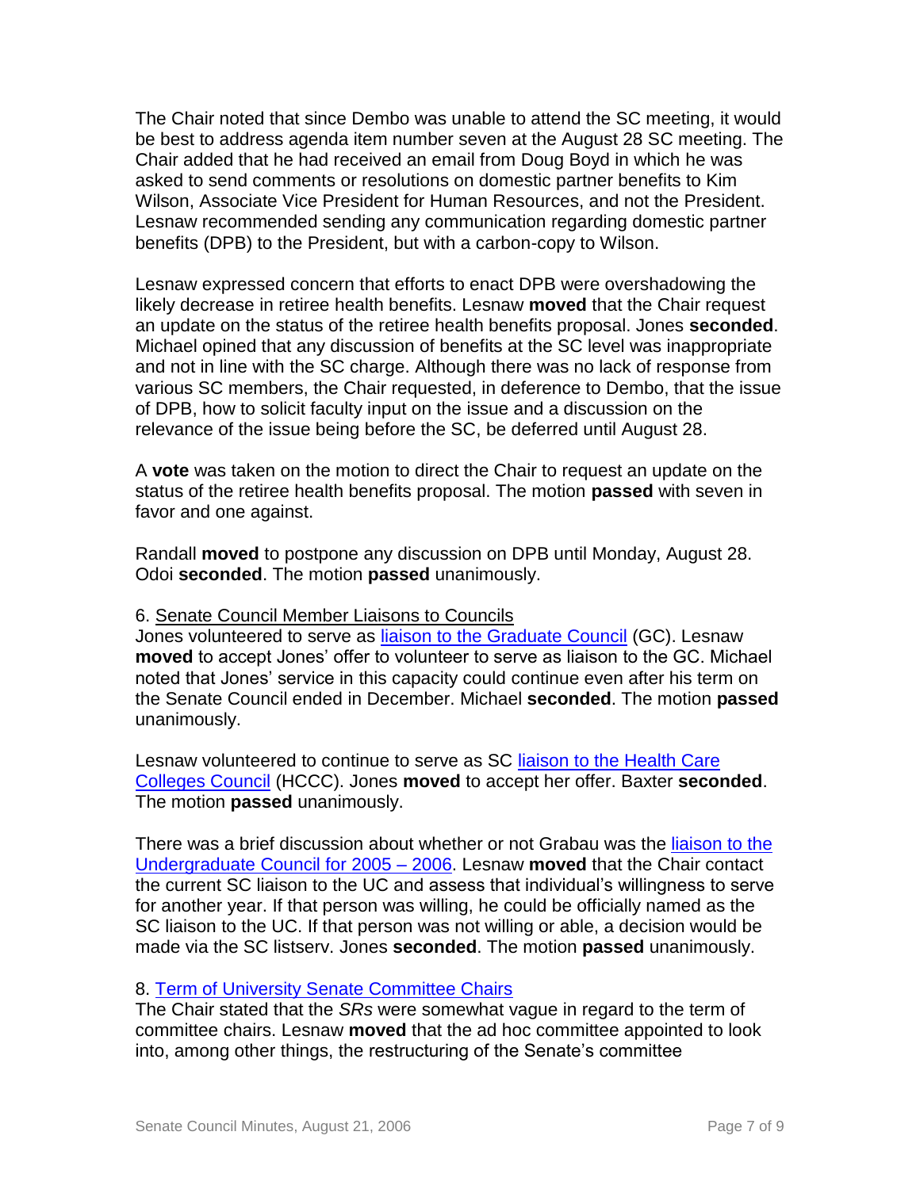The Chair noted that since Dembo was unable to attend the SC meeting, it would be best to address agenda item number seven at the August 28 SC meeting. The Chair added that he had received an email from Doug Boyd in which he was asked to send comments or resolutions on domestic partner benefits to Kim Wilson, Associate Vice President for Human Resources, and not the President. Lesnaw recommended sending any communication regarding domestic partner benefits (DPB) to the President, but with a carbon-copy to Wilson.

Lesnaw expressed concern that efforts to enact DPB were overshadowing the likely decrease in retiree health benefits. Lesnaw **moved** that the Chair request an update on the status of the retiree health benefits proposal. Jones **seconded**. Michael opined that any discussion of benefits at the SC level was inappropriate and not in line with the SC charge. Although there was no lack of response from various SC members, the Chair requested, in deference to Dembo, that the issue of DPB, how to solicit faculty input on the issue and a discussion on the relevance of the issue being before the SC, be deferred until August 28.

A **vote** was taken on the motion to direct the Chair to request an update on the status of the retiree health benefits proposal. The motion **passed** with seven in favor and one against.

Randall **moved** to postpone any discussion on DPB until Monday, August 28. Odoi **seconded**. The motion **passed** unanimously.

6. Senate Council Member Liaisons to Councils

Jones volunteered to serve as liaison to the Graduate Council (GC). Lesnaw **moved** to accept Jones' offer to volunteer to serve as liaison to the GC. Michael noted that Jones' service in this capacity could continue even after his term on the Senate Council ended in December. Michael **seconded**. The motion **passed** unanimously.

Lesnaw volunteered to continue to serve as SC liaison to the Health Care Colleges Council (HCCC). Jones **moved** to accept her offer. Baxter **seconded**. The motion **passed** unanimously.

There was a brief discussion about whether or not Grabau was the liaison to the Undergraduate Council for 2005 – 2006. Lesnaw **moved** that the Chair contact the current SC liaison to the UC and assess that individual's willingness to serve for another year. If that person was willing, he could be officially named as the SC liaison to the UC. If that person was not willing or able, a decision would be made via the SC listserv. Jones **seconded**. The motion **passed** unanimously.

8. Term of University Senate Committee Chairs

The Chair stated that the *SRs* were somewhat vague in regard to the term of committee chairs. Lesnaw **moved** that the ad hoc committee appointed to look into, among other things, the restructuring of the Senate's committee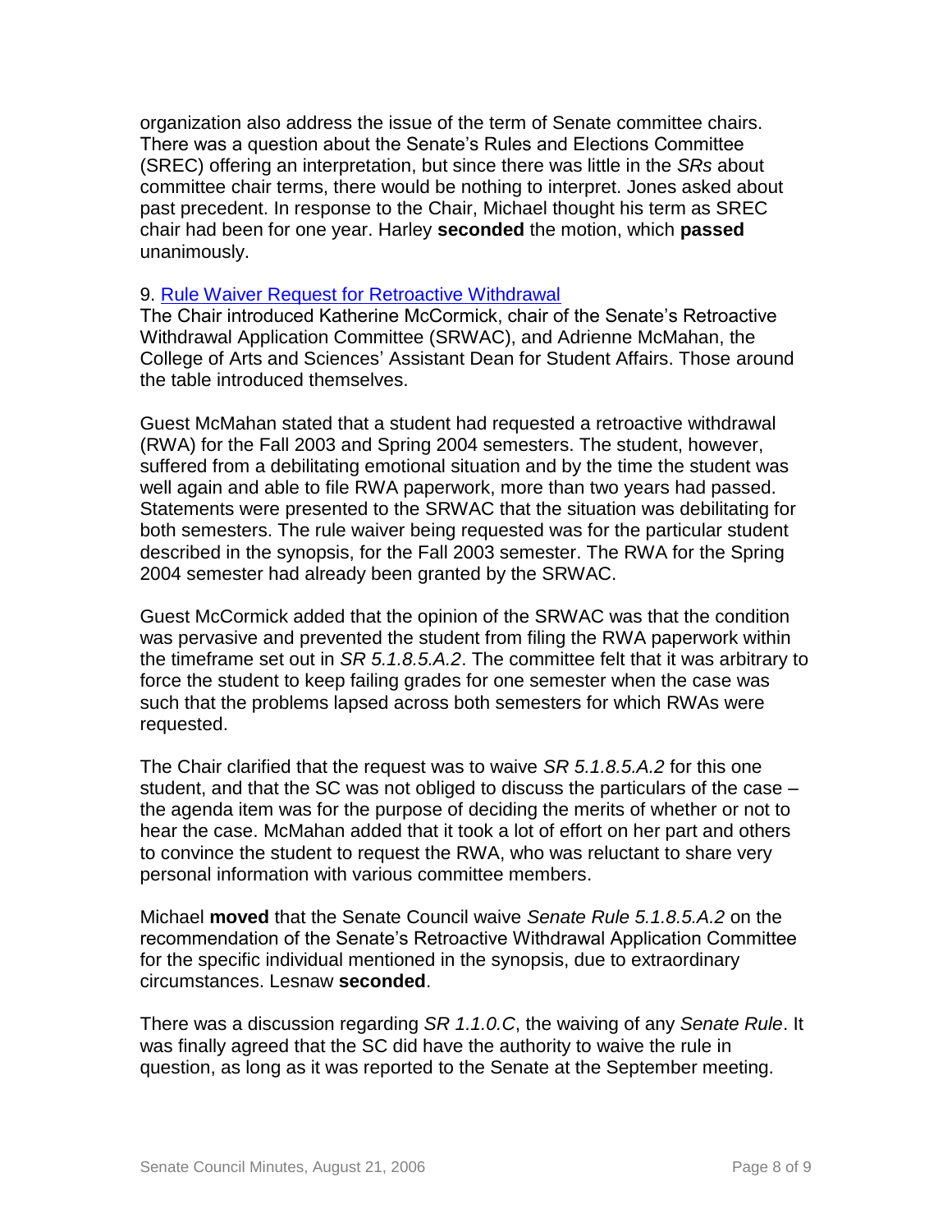organization also address the issue of the term of Senate committee chairs. There was a question about the Senate's Rules and Elections Committee (SREC) offering an interpretation, but since there was little in the *SRs* about committee chair terms, there would be nothing to interpret. Jones asked about past precedent. In response to the Chair, Michael thought his term as SREC chair had been for one year. Harley **seconded** the motion, which **passed** unanimously.

9. [Rule Waiver Request for Retroactive Withdrawal]()

The Chair introduced Katherine McCormick, chair of the Senate's Retroactive Withdrawal Application Committee (SRWAC), and Adrienne McMahan, the College of Arts and Sciences' Assistant Dean for Student Affairs. Those around the table introduced themselves.

Guest McMahan stated that a student had requested a retroactive withdrawal (RWA) for the Fall 2003 and Spring 2004 semesters. The student, however, suffered from a debilitating emotional situation and by the time the student was well again and able to file RWA paperwork, more than two years had passed. Statements were presented to the SRWAC that the situation was debilitating for both semesters. The rule waiver being requested was for the particular student described in the synopsis, for the Fall 2003 semester. The RWA for the Spring 2004 semester had already been granted by the SRWAC.

Guest McCormick added that the opinion of the SRWAC was that the condition was pervasive and prevented the student from filing the RWA paperwork within the timeframe set out in *SR 5.1.8.5.A.2*. The committee felt that it was arbitrary to force the student to keep failing grades for one semester when the case was such that the problems lapsed across both semesters for which RWAs were requested.

The Chair clarified that the request was to waive *SR 5.1.8.5.A.2* for this one student, and that the SC was not obliged to discuss the particulars of the case – the agenda item was for the purpose of deciding the merits of whether or not to hear the case. McMahan added that it took a lot of effort on her part and others to convince the student to request the RWA, who was reluctant to share very personal information with various committee members.

Michael **moved** that the Senate Council waive *Senate Rule 5.1.8.5.A.2* on the recommendation of the Senate's Retroactive Withdrawal Application Committee for the specific individual mentioned in the synopsis, due to extraordinary circumstances. Lesnaw **seconded**.

There was a discussion regarding *SR 1.1.0.C*, the waiving of any *Senate Rule*. It was finally agreed that the SC did have the authority to waive the rule in question, as long as it was reported to the Senate at the September meeting.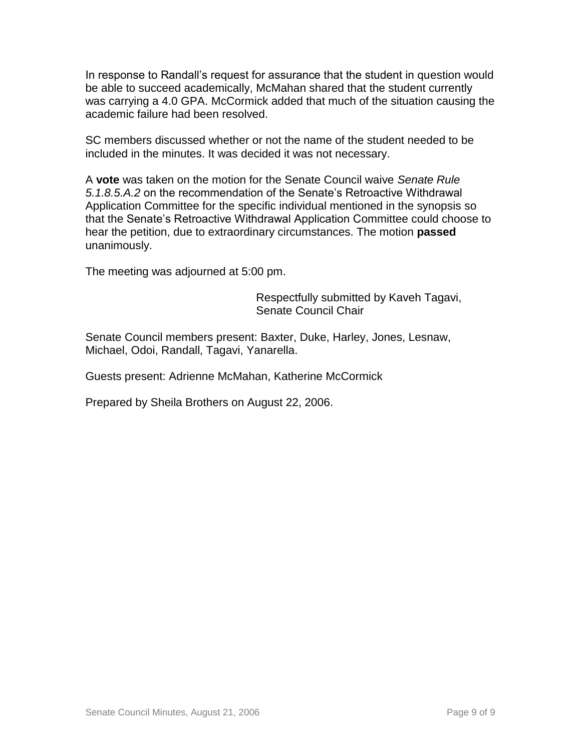In response to Randall's request for assurance that the student in question would be able to succeed academically, McMahan shared that the student currently was carrying a 4.0 GPA. McCormick added that much of the situation causing the academic failure had been resolved.

SC members discussed whether or not the name of the student needed to be included in the minutes. It was decided it was not necessary.

A **vote** was taken on the motion for the Senate Council waive *Senate Rule 5.1.8.5.A.2* on the recommendation of the Senate's Retroactive Withdrawal Application Committee for the specific individual mentioned in the synopsis so that the Senate's Retroactive Withdrawal Application Committee could choose to hear the petition, due to extraordinary circumstances. The motion **passed** unanimously.

The meeting was adjourned at 5:00 pm.

Respectfully submitted by Kaveh Tagavi,
Senate Council Chair

Senate Council members present: Baxter, Duke, Harley, Jones, Lesnaw, Michael, Odoi, Randall, Tagavi, Yanarella.

Guests present: Adrienne McMahan, Katherine McCormick

Prepared by Sheila Brothers on August 22, 2006.